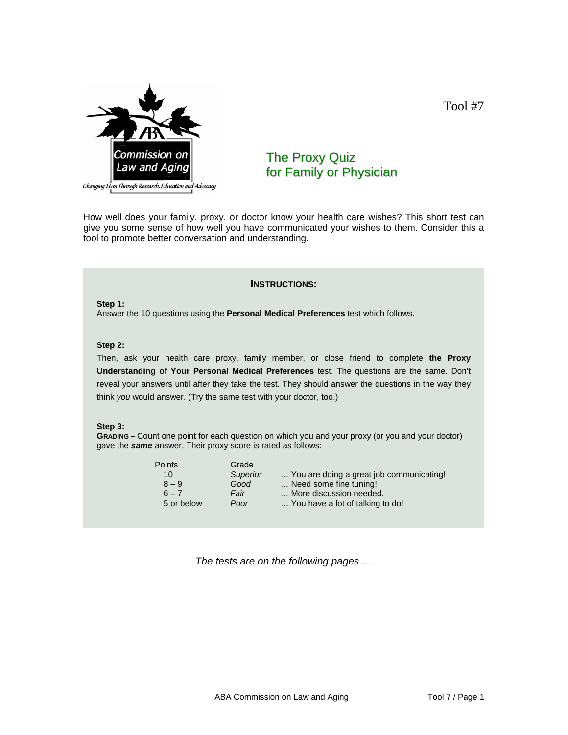Tool #7

# The Proxy Quiz for Family or Physician

How well does your family, proxy, or doctor know your health care wishes? This short test can give you some sense of how well you have communicated your wishes to them. Consider this a tool to promote better conversation and understanding.

## INSTRUCTIONS:

**Step 1:**
Answer the 10 questions using the **Personal Medical Preferences** test which follows.

**Step 2:**
Then, ask your health care proxy, family member, or close friend to complete **the Proxy Understanding of Your Personal Medical Preferences** test. The questions are the same. Don't reveal your answers until after they take the test. They should answer the questions in the way they think *you* would answer. (Try the same test with your doctor, too.)

**Step 3:**
**GRADING –** Count one point for each question on which you and your proxy (or you and your doctor) gave the ***same*** answer. Their proxy score is rated as follows:

| Points | Grade | |
|---|---|---|
| 10 | *Superior* | … You are doing a great job communicating! |
| 8 – 9 | *Good* | … Need some fine tuning! |
| 6 – 7 | *Fair* | … More discussion needed. |
| 5 or below | *Poor* | … You have a lot of talking to do! |

*The tests are on the following pages …*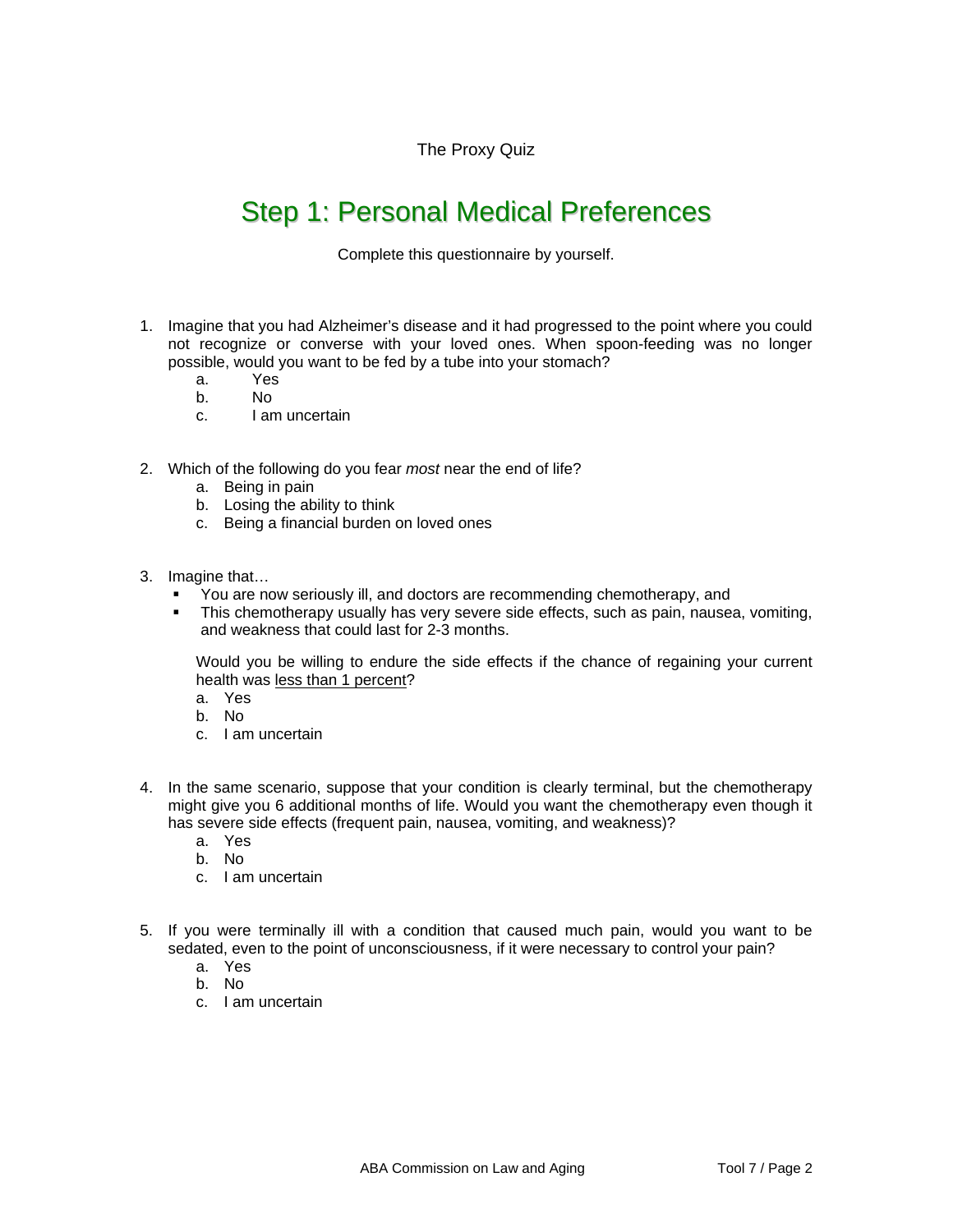The Proxy Quiz

# Step 1: Personal Medical Preferences

Complete this questionnaire by yourself.

1. Imagine that you had Alzheimer's disease and it had progressed to the point where you could not recognize or converse with your loved ones. When spoon-feeding was no longer possible, would you want to be fed by a tube into your stomach?
   a. Yes
   b. No
   c. I am uncertain

2. Which of the following do you fear *most* near the end of life?
   a. Being in pain
   b. Losing the ability to think
   c. Being a financial burden on loved ones

3. Imagine that…
   - You are now seriously ill, and doctors are recommending chemotherapy, and
   - This chemotherapy usually has very severe side effects, such as pain, nausea, vomiting, and weakness that could last for 2-3 months.

   Would you be willing to endure the side effects if the chance of regaining your current health was <u>less than 1 percent</u>?
   a. Yes
   b. No
   c. I am uncertain

4. In the same scenario, suppose that your condition is clearly terminal, but the chemotherapy might give you 6 additional months of life. Would you want the chemotherapy even though it has severe side effects (frequent pain, nausea, vomiting, and weakness)?
   a. Yes
   b. No
   c. I am uncertain

5. If you were terminally ill with a condition that caused much pain, would you want to be sedated, even to the point of unconsciousness, if it were necessary to control your pain?
   a. Yes
   b. No
   c. I am uncertain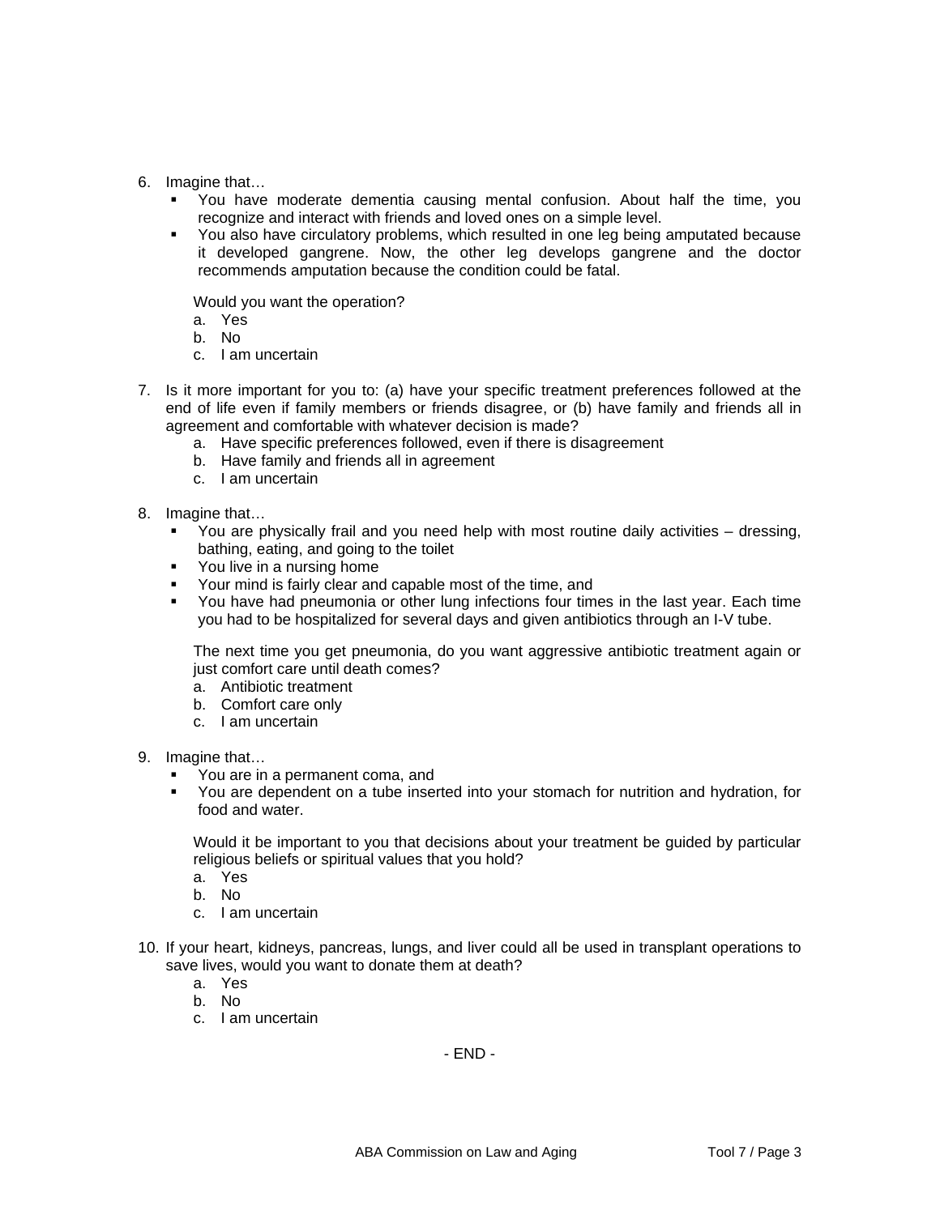6. Imagine that…
   - You have moderate dementia causing mental confusion. About half the time, you recognize and interact with friends and loved ones on a simple level.
   - You also have circulatory problems, which resulted in one leg being amputated because it developed gangrene. Now, the other leg develops gangrene and the doctor recommends amputation because the condition could be fatal.

   Would you want the operation?
   a. Yes
   b. No
   c. I am uncertain

7. Is it more important for you to: (a) have your specific treatment preferences followed at the end of life even if family members or friends disagree, or (b) have family and friends all in agreement and comfortable with whatever decision is made?
   a. Have specific preferences followed, even if there is disagreement
   b. Have family and friends all in agreement
   c. I am uncertain

8. Imagine that…
   - You are physically frail and you need help with most routine daily activities – dressing, bathing, eating, and going to the toilet
   - You live in a nursing home
   - Your mind is fairly clear and capable most of the time, and
   - You have had pneumonia or other lung infections four times in the last year. Each time you had to be hospitalized for several days and given antibiotics through an I-V tube.

   The next time you get pneumonia, do you want aggressive antibiotic treatment again or just comfort care until death comes?
   a. Antibiotic treatment
   b. Comfort care only
   c. I am uncertain

9. Imagine that…
   - You are in a permanent coma, and
   - You are dependent on a tube inserted into your stomach for nutrition and hydration, for food and water.

   Would it be important to you that decisions about your treatment be guided by particular religious beliefs or spiritual values that you hold?
   a. Yes
   b. No
   c. I am uncertain

10. If your heart, kidneys, pancreas, lungs, and liver could all be used in transplant operations to save lives, would you want to donate them at death?
   a. Yes
   b. No
   c. I am uncertain

- END -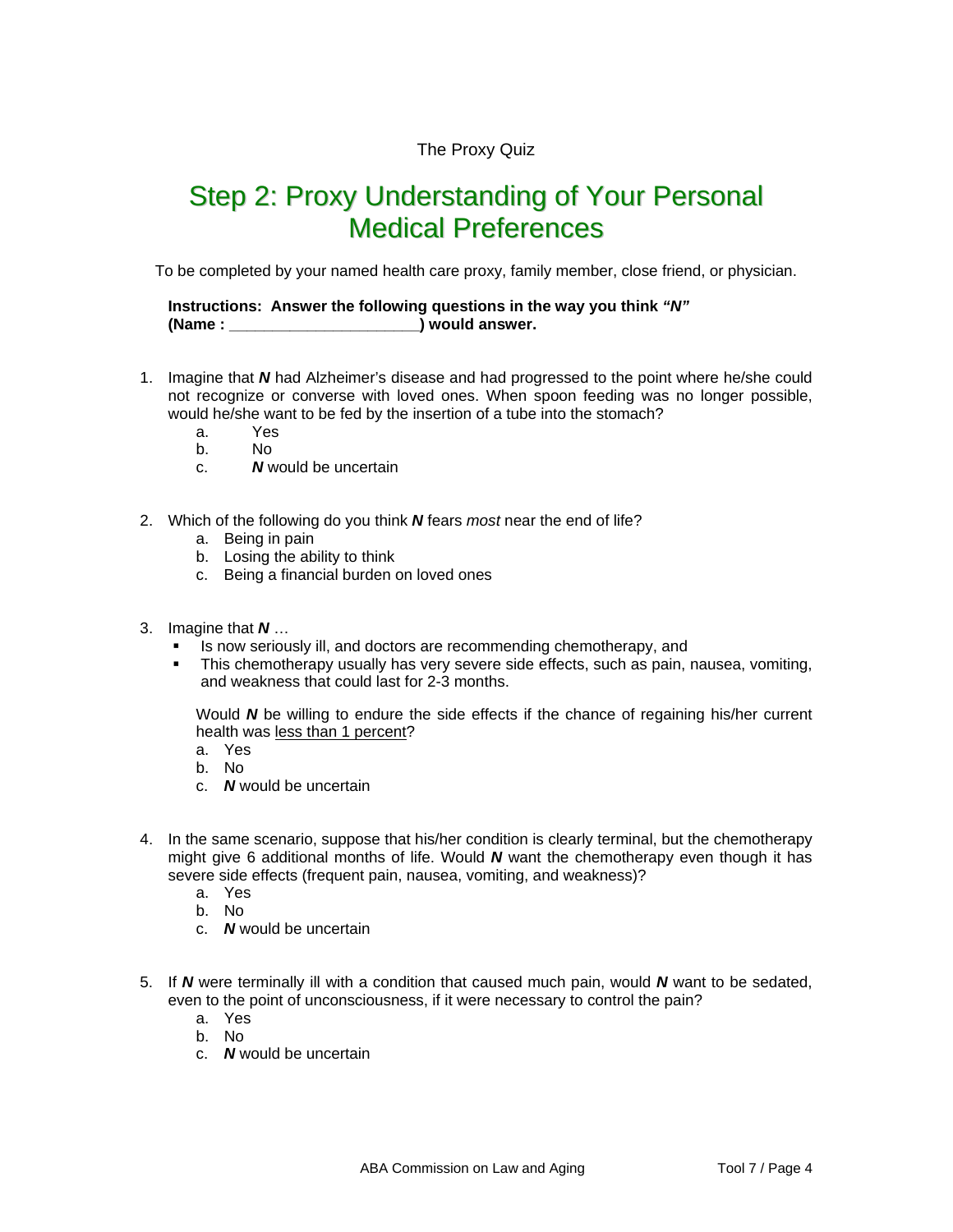The Proxy Quiz

# Step 2: Proxy Understanding of Your Personal Medical Preferences

To be completed by your named health care proxy, family member, close friend, or physician.

**Instructions: Answer the following questions in the way you think *"N"* (Name : ______________________) would answer.**

1. Imagine that ***N*** had Alzheimer's disease and had progressed to the point where he/she could not recognize or converse with loved ones. When spoon feeding was no longer possible, would he/she want to be fed by the insertion of a tube into the stomach?
   a. Yes
   b. No
   c. ***N*** would be uncertain

2. Which of the following do you think ***N*** fears *most* near the end of life?
   a. Being in pain
   b. Losing the ability to think
   c. Being a financial burden on loved ones

3. Imagine that ***N*** …
   - Is now seriously ill, and doctors are recommending chemotherapy, and
   - This chemotherapy usually has very severe side effects, such as pain, nausea, vomiting, and weakness that could last for 2-3 months.

   Would ***N*** be willing to endure the side effects if the chance of regaining his/her current health was <u>less than 1 percent</u>?
   a. Yes
   b. No
   c. ***N*** would be uncertain

4. In the same scenario, suppose that his/her condition is clearly terminal, but the chemotherapy might give 6 additional months of life. Would ***N*** want the chemotherapy even though it has severe side effects (frequent pain, nausea, vomiting, and weakness)?
   a. Yes
   b. No
   c. ***N*** would be uncertain

5. If ***N*** were terminally ill with a condition that caused much pain, would ***N*** want to be sedated, even to the point of unconsciousness, if it were necessary to control the pain?
   a. Yes
   b. No
   c. ***N*** would be uncertain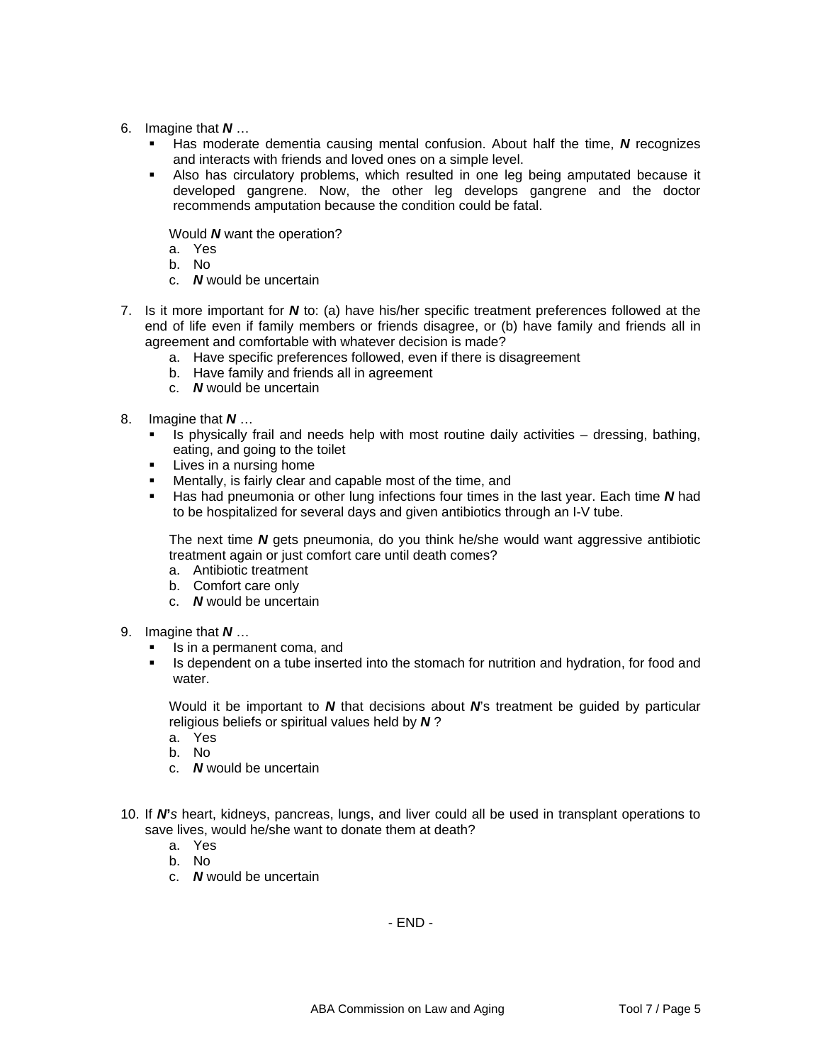6. Imagine that ***N*** …
   - Has moderate dementia causing mental confusion. About half the time, ***N*** recognizes and interacts with friends and loved ones on a simple level.
   - Also has circulatory problems, which resulted in one leg being amputated because it developed gangrene. Now, the other leg develops gangrene and the doctor recommends amputation because the condition could be fatal.

   Would ***N*** want the operation?
   a. Yes
   b. No
   c. ***N*** would be uncertain

7. Is it more important for ***N*** to: (a) have his/her specific treatment preferences followed at the end of life even if family members or friends disagree, or (b) have family and friends all in agreement and comfortable with whatever decision is made?
   a. Have specific preferences followed, even if there is disagreement
   b. Have family and friends all in agreement
   c. ***N*** would be uncertain

8. Imagine that ***N*** …
   - Is physically frail and needs help with most routine daily activities – dressing, bathing, eating, and going to the toilet
   - Lives in a nursing home
   - Mentally, is fairly clear and capable most of the time, and
   - Has had pneumonia or other lung infections four times in the last year. Each time ***N*** had to be hospitalized for several days and given antibiotics through an I-V tube.

   The next time ***N*** gets pneumonia, do you think he/she would want aggressive antibiotic treatment again or just comfort care until death comes?
   a. Antibiotic treatment
   b. Comfort care only
   c. ***N*** would be uncertain

9. Imagine that ***N*** …
   - Is in a permanent coma, and
   - Is dependent on a tube inserted into the stomach for nutrition and hydration, for food and water.

   Would it be important to ***N*** that decisions about ***N***'s treatment be guided by particular religious beliefs or spiritual values held by ***N*** ?
   a. Yes
   b. No
   c. ***N*** would be uncertain

10. If ***N***'s heart, kidneys, pancreas, lungs, and liver could all be used in transplant operations to save lives, would he/she want to donate them at death?
    a. Yes
    b. No
    c. ***N*** would be uncertain

- END -